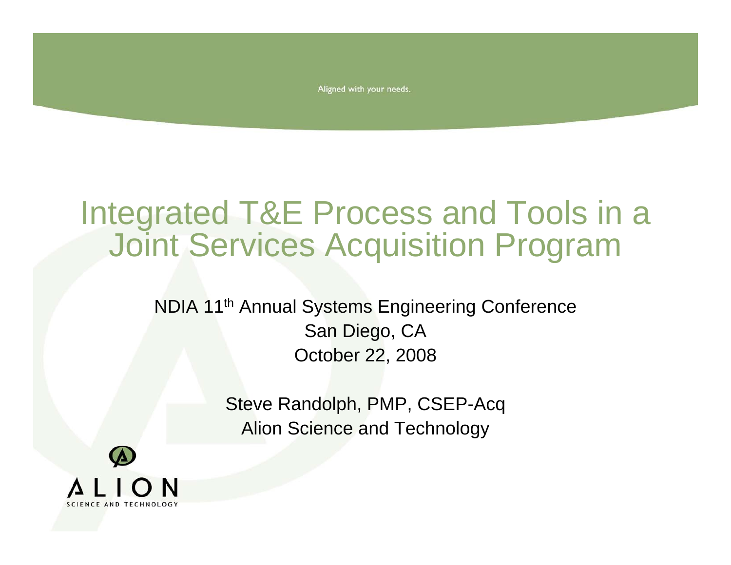Aligned with your needs.

# Integrated T&E Process and Tools in a Joint Services Acquisition Program

NDIA 11th Annual Systems Engineering Conference
San Diego, CA
October 22, 2008

Steve Randolph, PMP, CSEP-Acq
Alion Science and Technology

ALION
SCIENCE AND TECHNOLOGY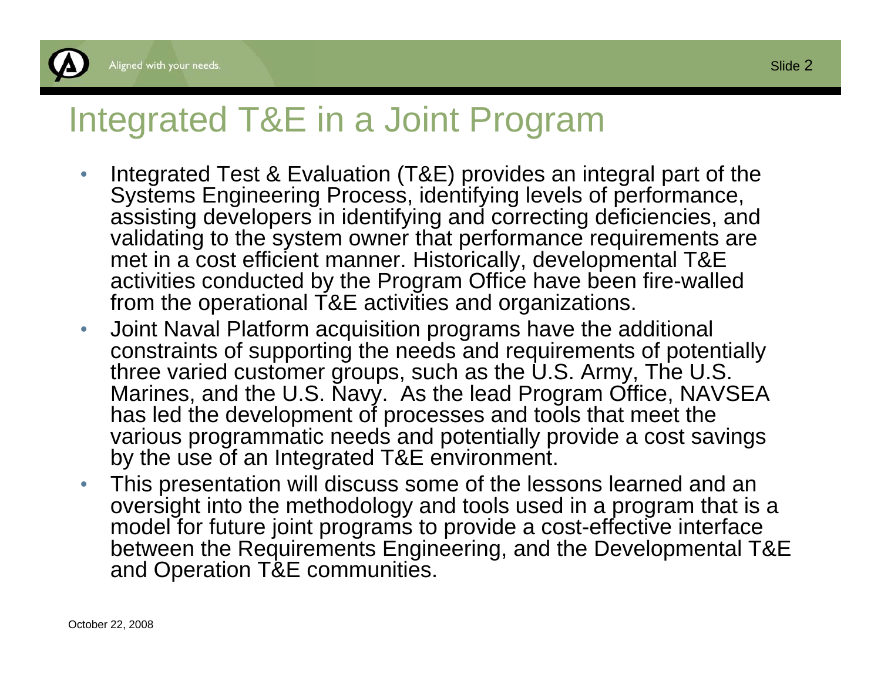# Integrated T&E in a Joint Program

- Integrated Test & Evaluation (T&E) provides an integral part of the Systems Engineering Process, identifying levels of performance, assisting developers in identifying and correcting deficiencies, and validating to the system owner that performance requirements are met in a cost efficient manner. Historically, developmental T&E activities conducted by the Program Office have been fire-walled from the operational T&E activities and organizations.
- Joint Naval Platform acquisition programs have the additional constraints of supporting the needs and requirements of potentially three varied customer groups, such as the U.S. Army, The U.S. Marines, and the U.S. Navy. As the lead Program Office, NAVSEA has led the development of processes and tools that meet the various programmatic needs and potentially provide a cost savings by the use of an Integrated T&E environment.
- This presentation will discuss some of the lessons learned and an oversight into the methodology and tools used in a program that is a model for future joint programs to provide a cost-effective interface between the Requirements Engineering, and the Developmental T&E and Operation T&E communities.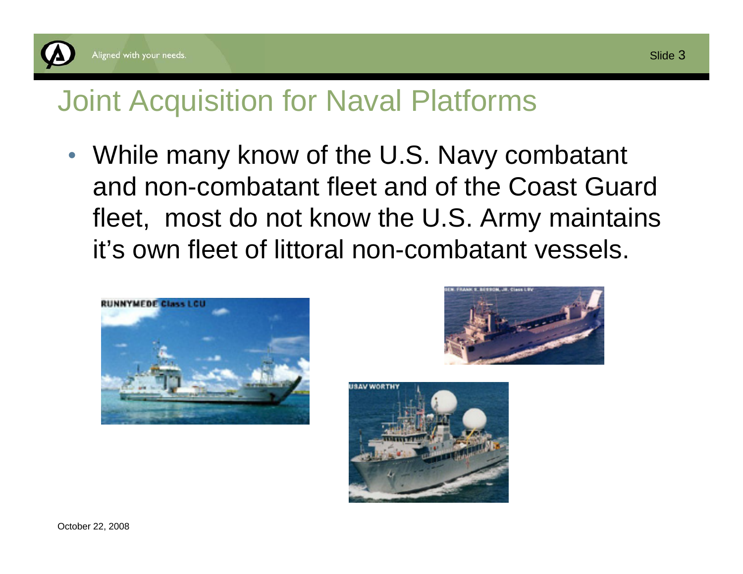# Joint Acquisition for Naval Platforms

- While many know of the U.S. Navy combatant and non-combatant fleet and of the Coast Guard fleet,  most do not know the U.S. Army maintains it's own fleet of littoral non-combatant vessels.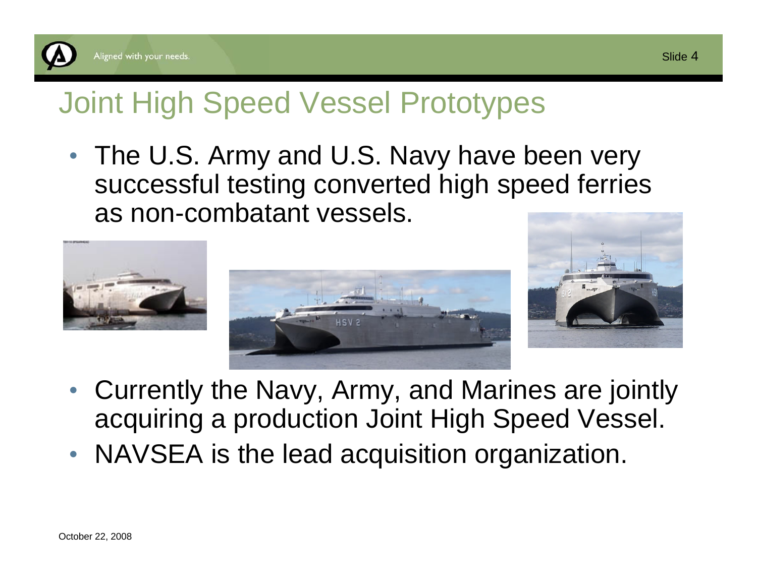# Joint High Speed Vessel Prototypes

- The U.S. Army and U.S. Navy have been very successful testing converted high speed ferries as non-combatant vessels.
- Currently the Navy, Army, and Marines are jointly acquiring a production Joint High Speed Vessel.
- NAVSEA is the lead acquisition organization.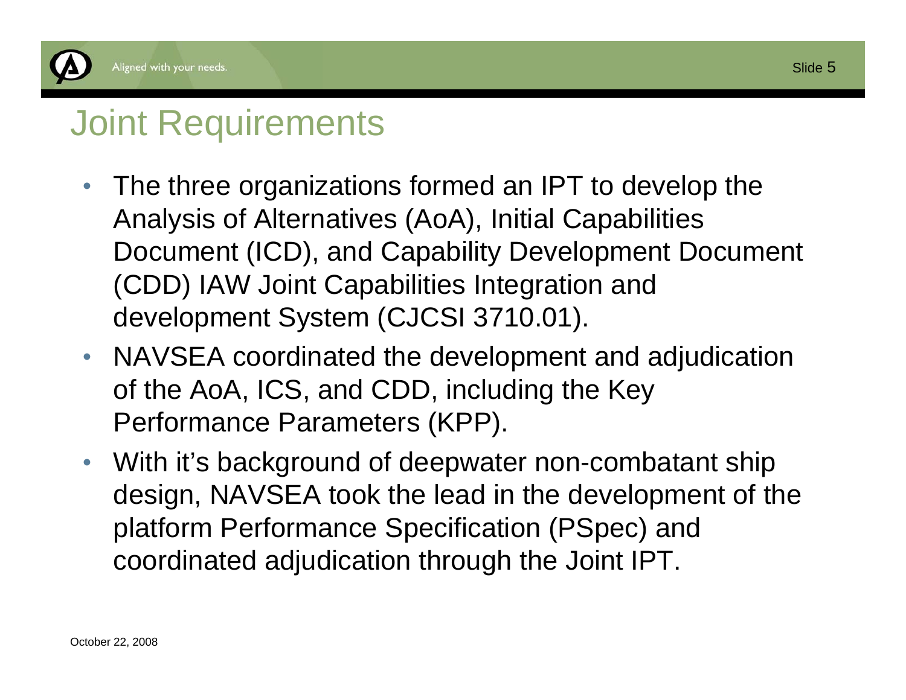# Joint Requirements

- The three organizations formed an IPT to develop the Analysis of Alternatives (AoA), Initial Capabilities Document (ICD), and Capability Development Document (CDD) IAW Joint Capabilities Integration and development System (CJCSI 3710.01).
- NAVSEA coordinated the development and adjudication of the AoA, ICS, and CDD, including the Key Performance Parameters (KPP).
- With it's background of deepwater non-combatant ship design, NAVSEA took the lead in the development of the platform Performance Specification (PSpec) and coordinated adjudication through the Joint IPT.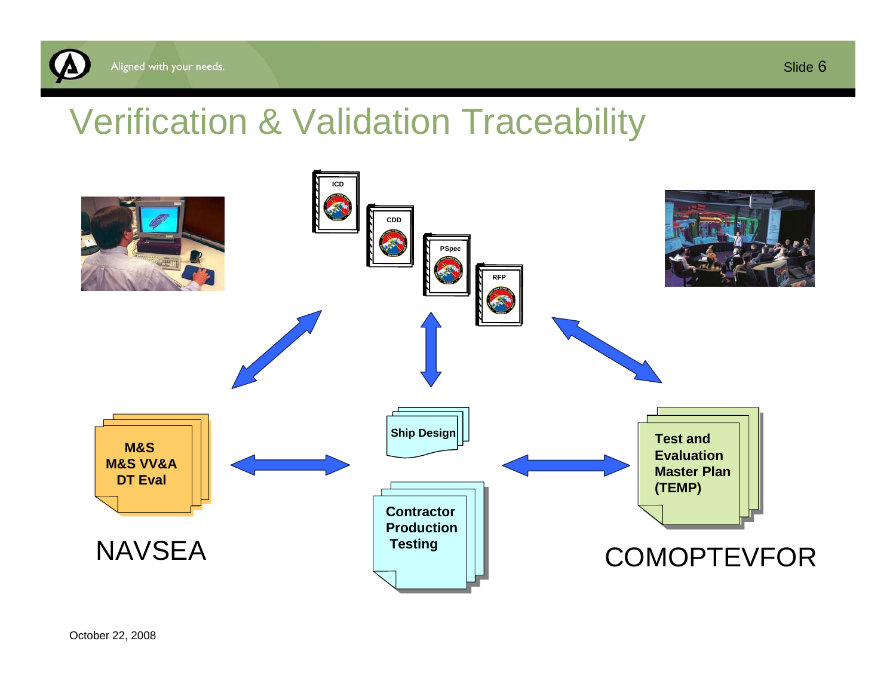# Verification & Validation Traceability

ICD

CDD

PSpec

RFP

M&S
M&S VV&A
DT Eval

NAVSEA

Ship Design

Contractor
Production
Testing

Test and
Evaluation
Master Plan
(TEMP)

COMOPTEVFOR

October 22, 2008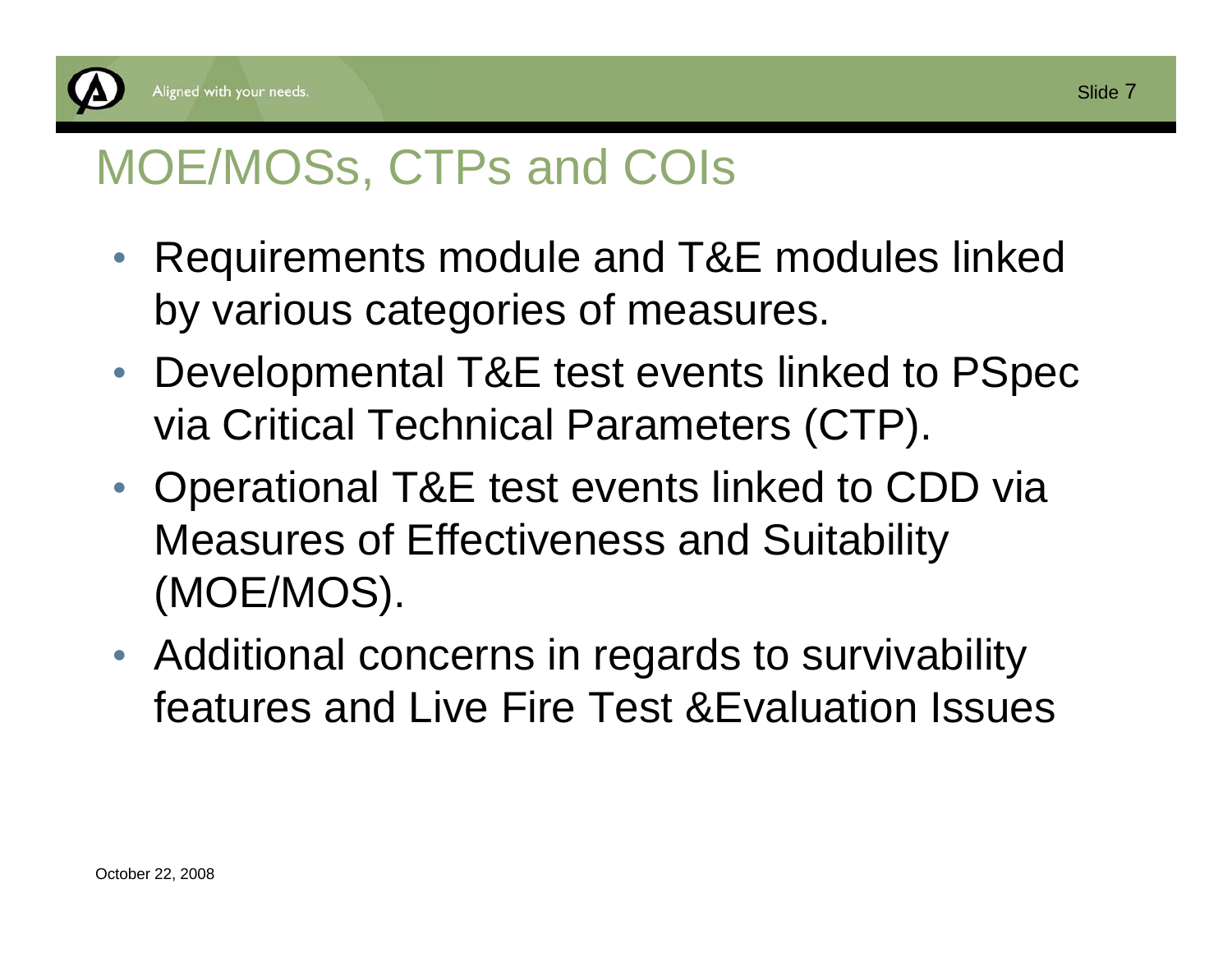# MOE/MOSs, CTPs and COIs

- Requirements module and T&E modules linked by various categories of measures.
- Developmental T&E test events linked to PSpec via Critical Technical Parameters (CTP).
- Operational T&E test events linked to CDD via Measures of Effectiveness and Suitability (MOE/MOS).
- Additional concerns in regards to survivability features and Live Fire Test &Evaluation Issues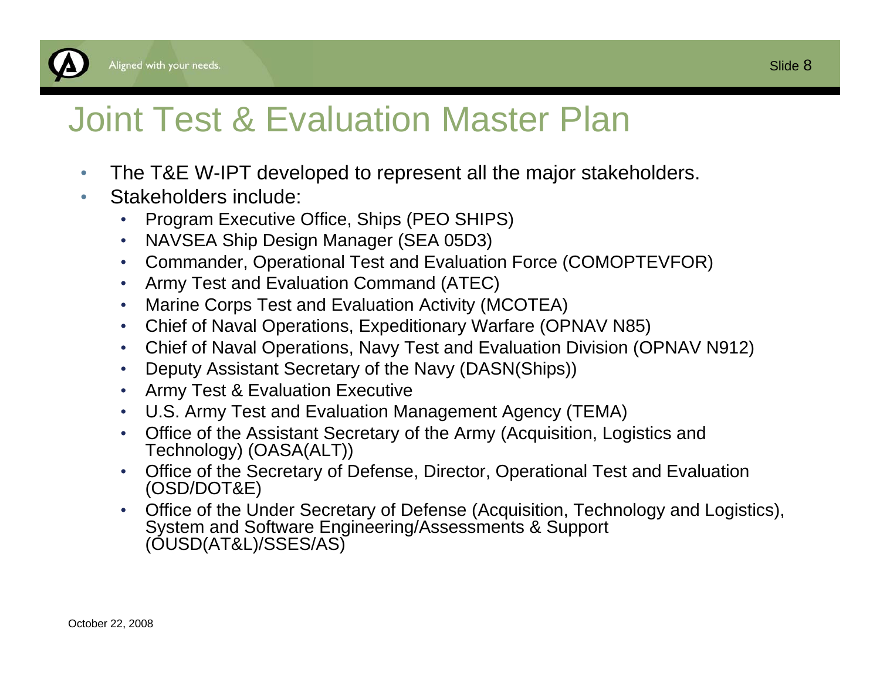# Joint Test & Evaluation Master Plan

- The T&E W-IPT developed to represent all the major stakeholders.
- Stakeholders include:
  - Program Executive Office, Ships (PEO SHIPS)
  - NAVSEA Ship Design Manager (SEA 05D3)
  - Commander, Operational Test and Evaluation Force (COMOPTEVFOR)
  - Army Test and Evaluation Command (ATEC)
  - Marine Corps Test and Evaluation Activity (MCOTEA)
  - Chief of Naval Operations, Expeditionary Warfare (OPNAV N85)
  - Chief of Naval Operations, Navy Test and Evaluation Division (OPNAV N912)
  - Deputy Assistant Secretary of the Navy (DASN(Ships))
  - Army Test & Evaluation Executive
  - U.S. Army Test and Evaluation Management Agency (TEMA)
  - Office of the Assistant Secretary of the Army (Acquisition, Logistics and Technology) (OASA(ALT))
  - Office of the Secretary of Defense, Director, Operational Test and Evaluation (OSD/DOT&E)
  - Office of the Under Secretary of Defense (Acquisition, Technology and Logistics), System and Software Engineering/Assessments & Support (OUSD(AT&L)/SSES/AS)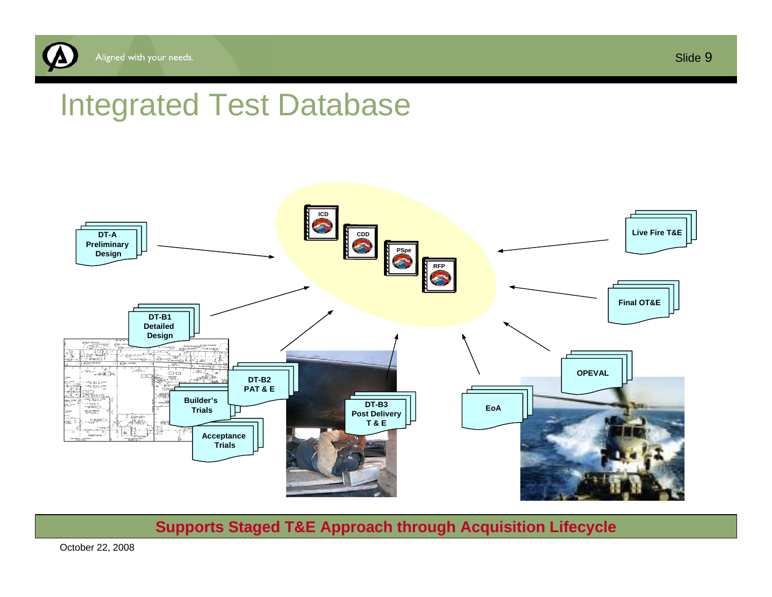# Integrated Test Database

ICD

CDD

PSpe

RFP

DT-A Preliminary Design

DT-B1 Detailed Design

DT-B2 PAT & E

Builder's Trials

Acceptance Trials

DT-B3 Post Delivery T & E

EoA

OPEVAL

Final OT&E

Live Fire T&E

**Supports Staged T&E Approach through Acquisition Lifecycle**

October 22, 2008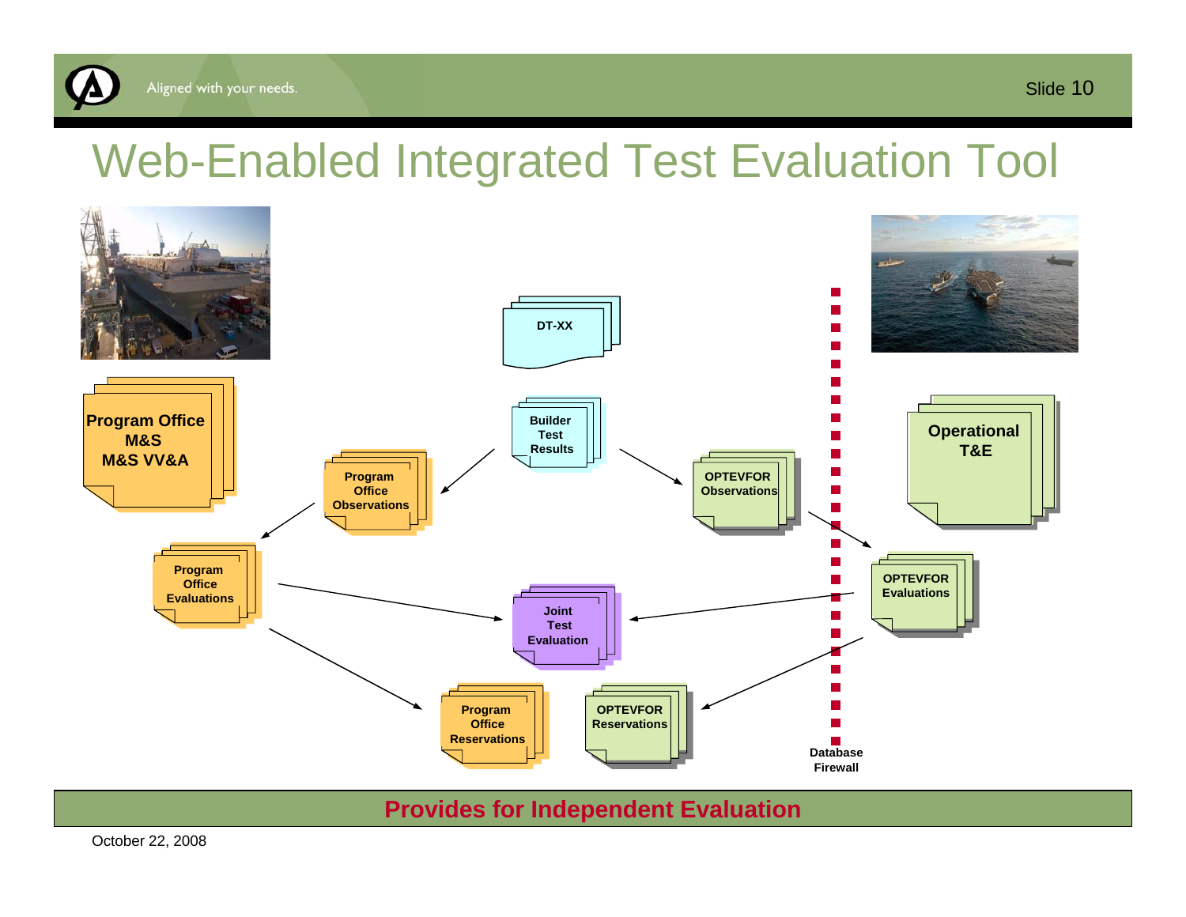# Web-Enabled Integrated Test Evaluation Tool

DT-XX

Program Office
M&S
M&S VV&A

Builder Test Results

Program Office Observations

OPTEVFOR Observations

Operational T&E

Program Office Evaluations

OPTEVFOR Evaluations

Joint Test Evaluation

Program Office Reservations

OPTEVFOR Reservations

Database Firewall

**Provides for Independent Evaluation**

October 22, 2008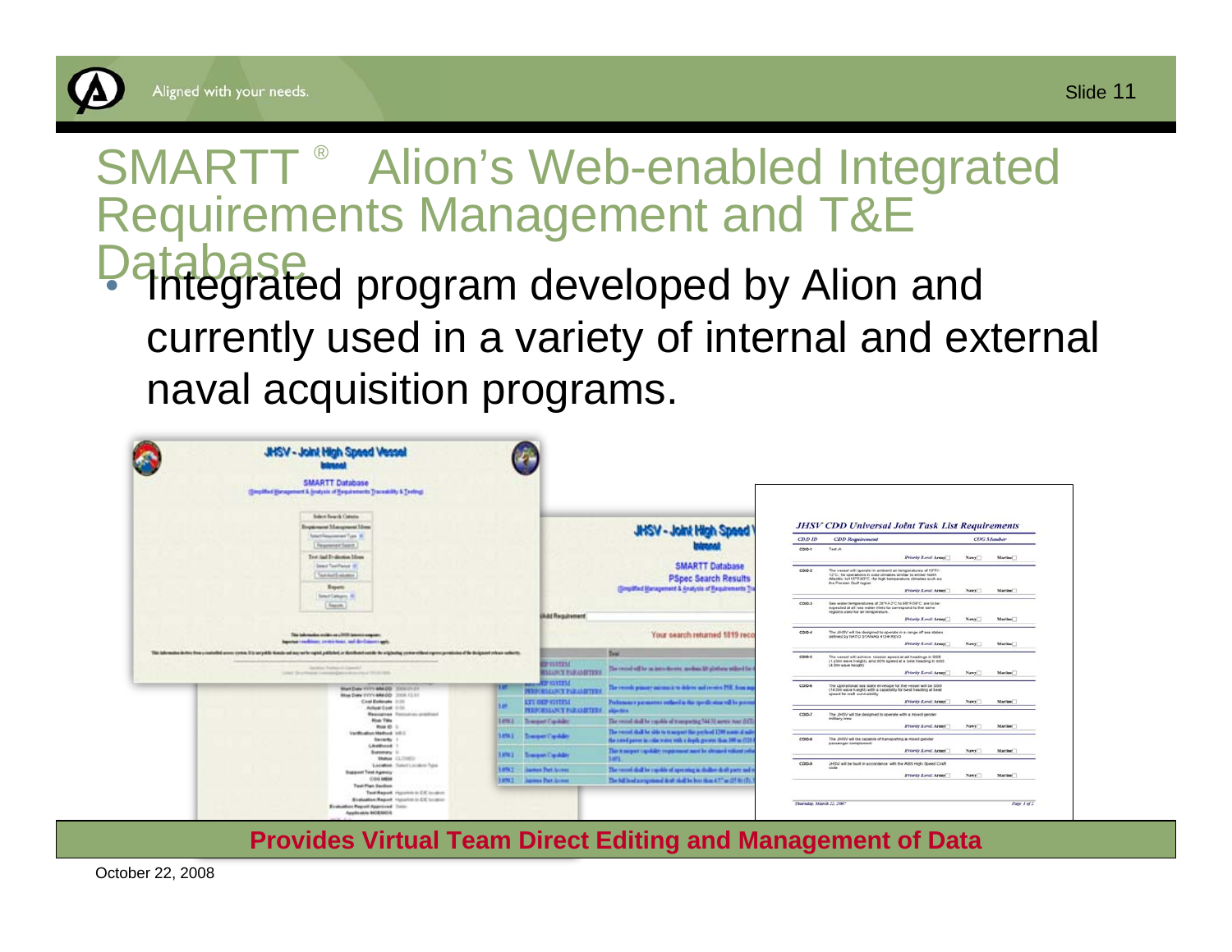# SMARTT ® Alion's Web-enabled Integrated Requirements Management and T&E Database

- Integrated program developed by Alion and currently used in a variety of internal and external naval acquisition programs.

**Provides Virtual Team Direct Editing and Management of Data**

October 22, 2008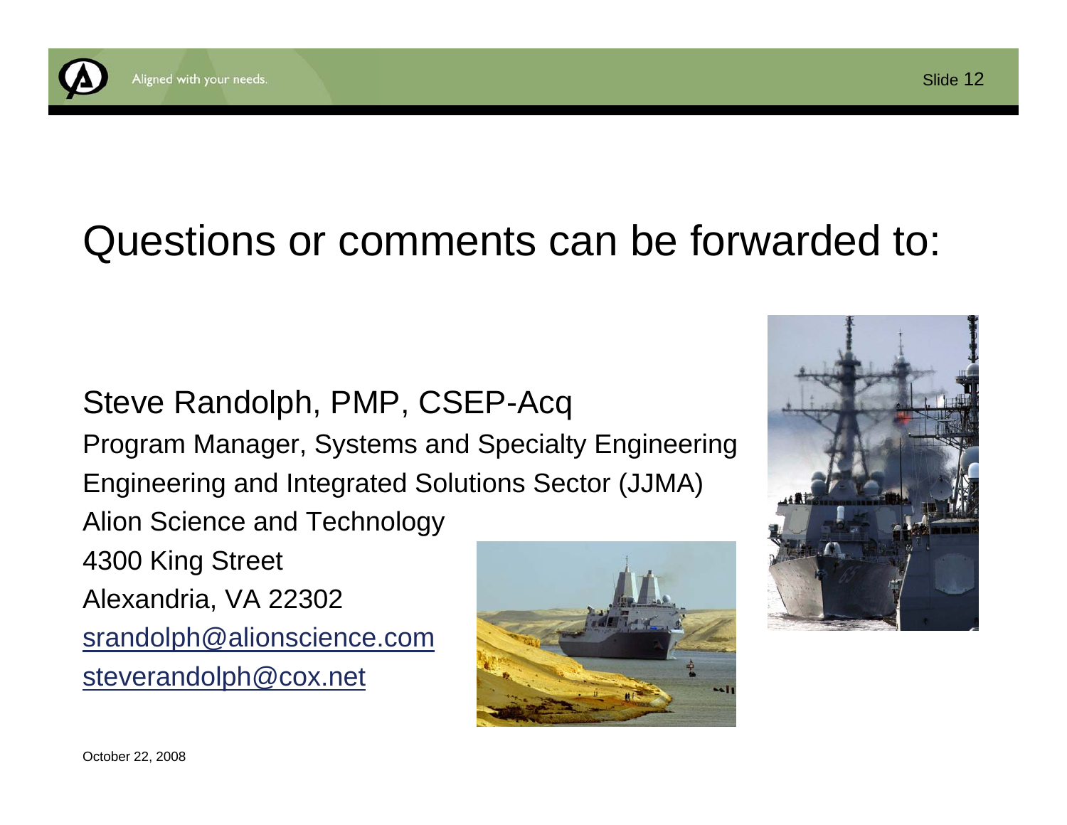# Questions or comments can be forwarded to:

Steve Randolph, PMP, CSEP-Acq

Program Manager, Systems and Specialty Engineering

Engineering and Integrated Solutions Sector (JJMA)

Alion Science and Technology

4300 King Street

Alexandria, VA 22302

srandolph@alionscience.com

steverandolph@cox.net